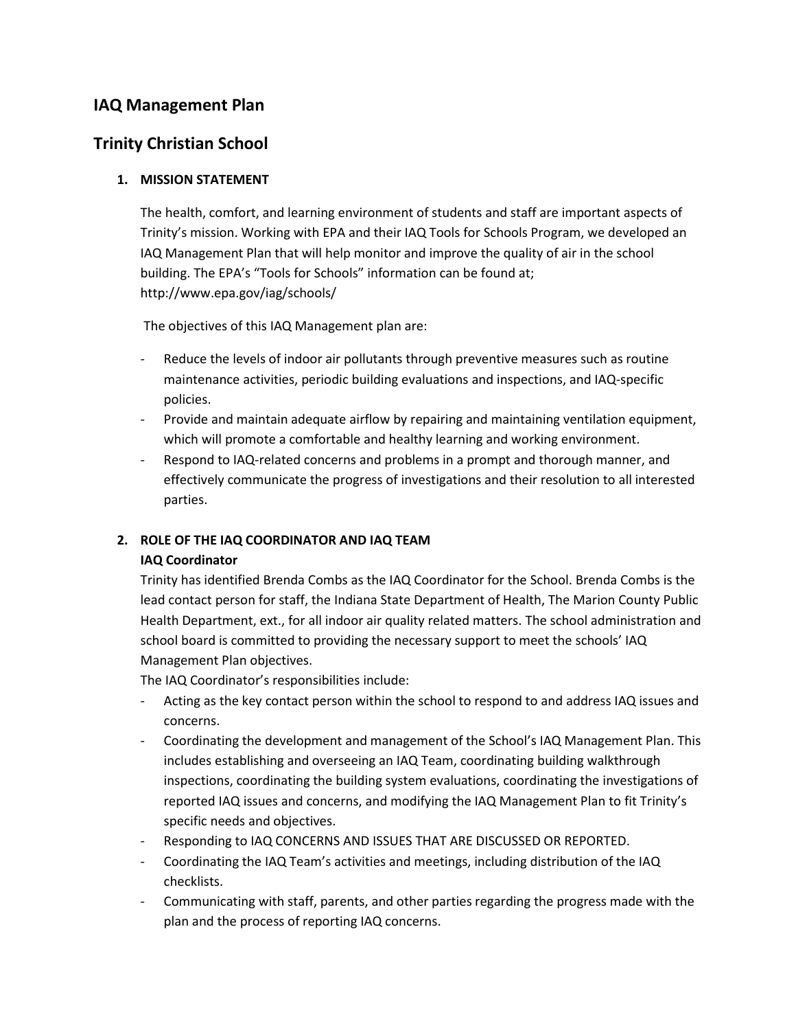# IAQ Management Plan

# Trinity Christian School

### 1. MISSION STATEMENT

The health, comfort, and learning environment of students and staff are important aspects of Trinity's mission. Working with EPA and their IAQ Tools for Schools Program, we developed an IAQ Management Plan that will help monitor and improve the quality of air in the school building. The EPA's "Tools for Schools" information can be found at; http://www.epa.gov/iag/schools/

The objectives of this IAQ Management plan are:

- Reduce the levels of indoor air pollutants through preventive measures such as routine maintenance activities, periodic building evaluations and inspections, and IAQ-specific policies.
- Provide and maintain adequate airflow by repairing and maintaining ventilation equipment, which will promote a comfortable and healthy learning and working environment.
- Respond to IAQ-related concerns and problems in a prompt and thorough manner, and effectively communicate the progress of investigations and their resolution to all interested parties.

### 2. ROLE OF THE IAQ COORDINATOR AND IAQ TEAM

**IAQ Coordinator**

Trinity has identified Brenda Combs as the IAQ Coordinator for the School. Brenda Combs is the lead contact person for staff, the Indiana State Department of Health, The Marion County Public Health Department, ext., for all indoor air quality related matters. The school administration and school board is committed to providing the necessary support to meet the schools' IAQ Management Plan objectives.

The IAQ Coordinator's responsibilities include:

- Acting as the key contact person within the school to respond to and address IAQ issues and concerns.
- Coordinating the development and management of the School's IAQ Management Plan. This includes establishing and overseeing an IAQ Team, coordinating building walkthrough inspections, coordinating the building system evaluations, coordinating the investigations of reported IAQ issues and concerns, and modifying the IAQ Management Plan to fit Trinity's specific needs and objectives.
- Responding to IAQ CONCERNS AND ISSUES THAT ARE DISCUSSED OR REPORTED.
- Coordinating the IAQ Team's activities and meetings, including distribution of the IAQ checklists.
- Communicating with staff, parents, and other parties regarding the progress made with the plan and the process of reporting IAQ concerns.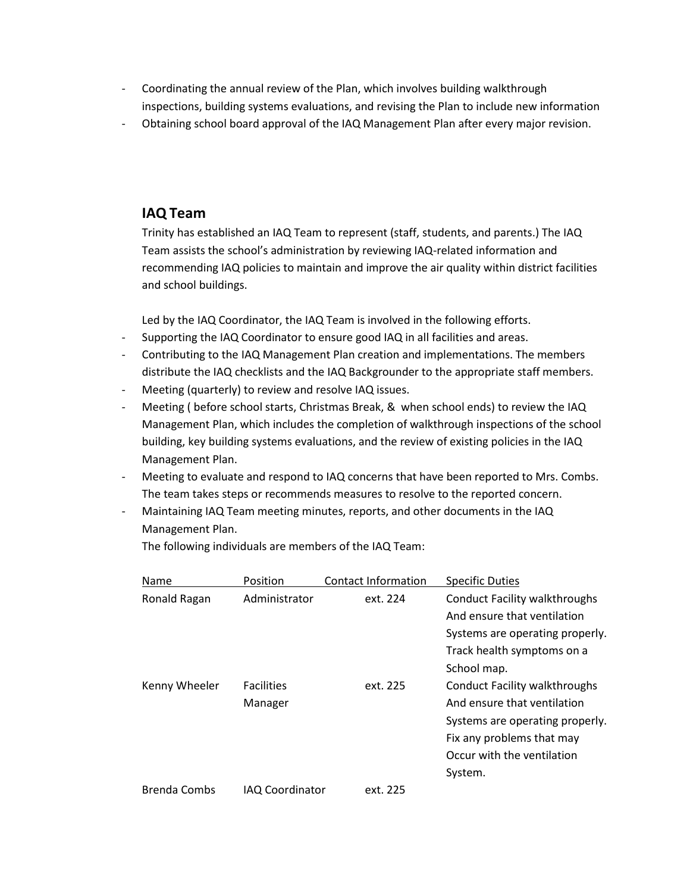- Coordinating the annual review of the Plan, which involves building walkthrough inspections, building systems evaluations, and revising the Plan to include new information
- Obtaining school board approval of the IAQ Management Plan after every major revision.

## IAQ Team

Trinity has established an IAQ Team to represent (staff, students, and parents.) The IAQ Team assists the school's administration by reviewing IAQ-related information and recommending IAQ policies to maintain and improve the air quality within district facilities and school buildings.

Led by the IAQ Coordinator, the IAQ Team is involved in the following efforts.

- Supporting the IAQ Coordinator to ensure good IAQ in all facilities and areas.
- Contributing to the IAQ Management Plan creation and implementations. The members distribute the IAQ checklists and the IAQ Backgrounder to the appropriate staff members.
- Meeting (quarterly) to review and resolve IAQ issues.
- Meeting ( before school starts, Christmas Break, & when school ends) to review the IAQ Management Plan, which includes the completion of walkthrough inspections of the school building, key building systems evaluations, and the review of existing policies in the IAQ Management Plan.
- Meeting to evaluate and respond to IAQ concerns that have been reported to Mrs. Combs. The team takes steps or recommends measures to resolve to the reported concern.
- Maintaining IAQ Team meeting minutes, reports, and other documents in the IAQ Management Plan.

The following individuals are members of the IAQ Team:

| Name | Position | Contact Information | Specific Duties |
|---|---|---|---|
| Ronald Ragan | Administrator | ext. 224 | Conduct Facility walkthroughs And ensure that ventilation Systems are operating properly. Track health symptoms on a School map. |
| Kenny Wheeler | Facilities Manager | ext. 225 | Conduct Facility walkthroughs And ensure that ventilation Systems are operating properly. Fix any problems that may Occur with the ventilation System. |
| Brenda Combs | IAQ Coordinator | ext. 225 | |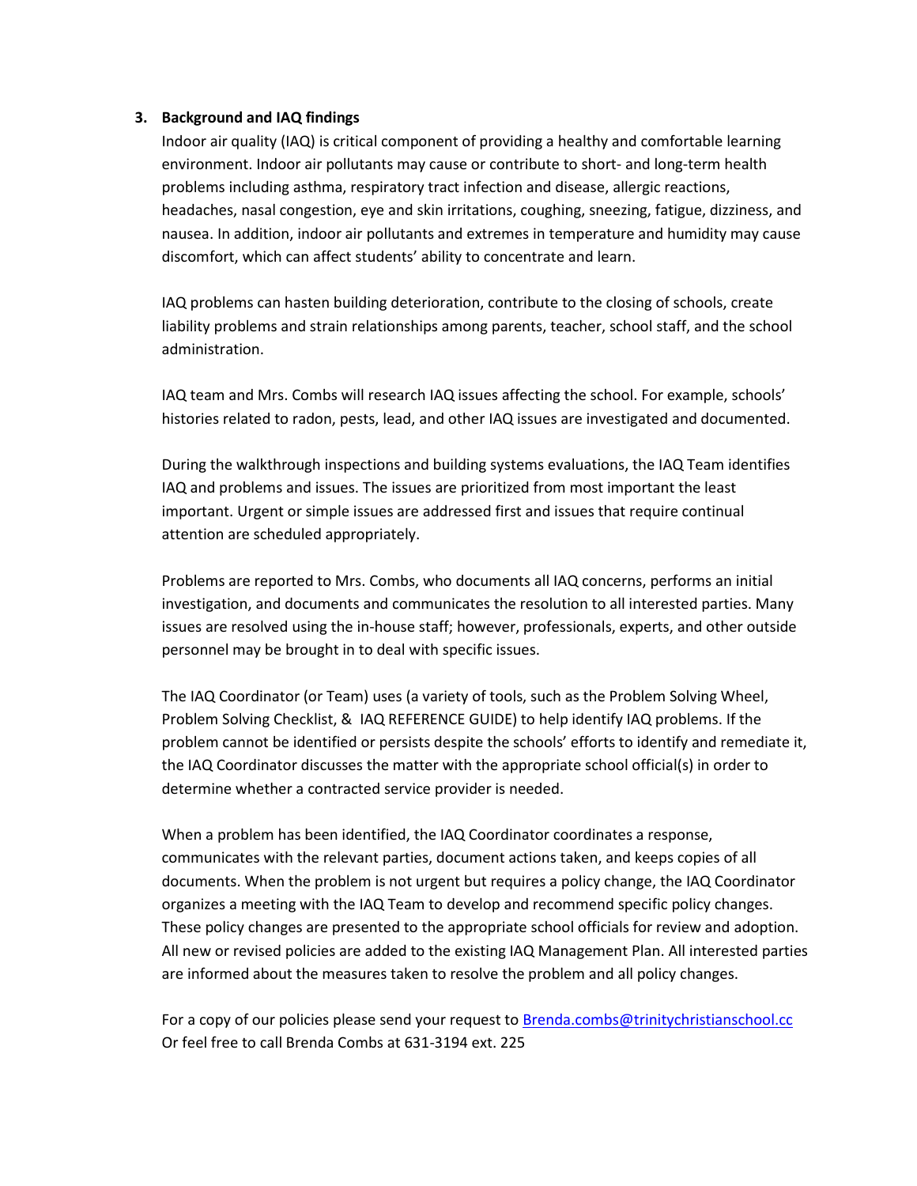3. **Background and IAQ findings**

Indoor air quality (IAQ) is critical component of providing a healthy and comfortable learning environment. Indoor air pollutants may cause or contribute to short- and long-term health problems including asthma, respiratory tract infection and disease, allergic reactions, headaches, nasal congestion, eye and skin irritations, coughing, sneezing, fatigue, dizziness, and nausea. In addition, indoor air pollutants and extremes in temperature and humidity may cause discomfort, which can affect students' ability to concentrate and learn.

IAQ problems can hasten building deterioration, contribute to the closing of schools, create liability problems and strain relationships among parents, teacher, school staff, and the school administration.

IAQ team and Mrs. Combs will research IAQ issues affecting the school. For example, schools' histories related to radon, pests, lead, and other IAQ issues are investigated and documented.

During the walkthrough inspections and building systems evaluations, the IAQ Team identifies IAQ and problems and issues. The issues are prioritized from most important the least important. Urgent or simple issues are addressed first and issues that require continual attention are scheduled appropriately.

Problems are reported to Mrs. Combs, who documents all IAQ concerns, performs an initial investigation, and documents and communicates the resolution to all interested parties. Many issues are resolved using the in-house staff; however, professionals, experts, and other outside personnel may be brought in to deal with specific issues.

The IAQ Coordinator (or Team) uses (a variety of tools, such as the Problem Solving Wheel, Problem Solving Checklist, & IAQ REFERENCE GUIDE) to help identify IAQ problems. If the problem cannot be identified or persists despite the schools' efforts to identify and remediate it, the IAQ Coordinator discusses the matter with the appropriate school official(s) in order to determine whether a contracted service provider is needed.

When a problem has been identified, the IAQ Coordinator coordinates a response, communicates with the relevant parties, document actions taken, and keeps copies of all documents. When the problem is not urgent but requires a policy change, the IAQ Coordinator organizes a meeting with the IAQ Team to develop and recommend specific policy changes. These policy changes are presented to the appropriate school officials for review and adoption. All new or revised policies are added to the existing IAQ Management Plan. All interested parties are informed about the measures taken to resolve the problem and all policy changes.

For a copy of our policies please send your request to Brenda.combs@trinitychristianschool.cc
Or feel free to call Brenda Combs at 631-3194 ext. 225